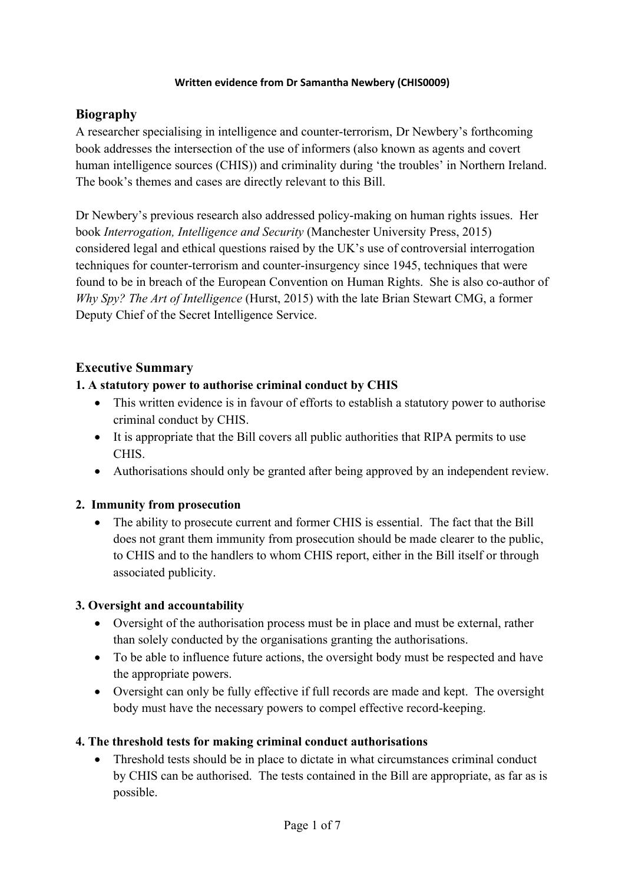**Written evidence from Dr Samantha Newbery (CHIS0009)**

## Biography

A researcher specialising in intelligence and counter-terrorism, Dr Newbery's forthcoming book addresses the intersection of the use of informers (also known as agents and covert human intelligence sources (CHIS)) and criminality during 'the troubles' in Northern Ireland. The book's themes and cases are directly relevant to this Bill.

Dr Newbery's previous research also addressed policy-making on human rights issues. Her book *Interrogation, Intelligence and Security* (Manchester University Press, 2015) considered legal and ethical questions raised by the UK's use of controversial interrogation techniques for counter-terrorism and counter-insurgency since 1945, techniques that were found to be in breach of the European Convention on Human Rights. She is also co-author of *Why Spy? The Art of Intelligence* (Hurst, 2015) with the late Brian Stewart CMG, a former Deputy Chief of the Secret Intelligence Service.

## Executive Summary

### 1. A statutory power to authorise criminal conduct by CHIS

- This written evidence is in favour of efforts to establish a statutory power to authorise criminal conduct by CHIS.
- It is appropriate that the Bill covers all public authorities that RIPA permits to use CHIS.
- Authorisations should only be granted after being approved by an independent review.

### 2. Immunity from prosecution

- The ability to prosecute current and former CHIS is essential. The fact that the Bill does not grant them immunity from prosecution should be made clearer to the public, to CHIS and to the handlers to whom CHIS report, either in the Bill itself or through associated publicity.

### 3. Oversight and accountability

- Oversight of the authorisation process must be in place and must be external, rather than solely conducted by the organisations granting the authorisations.
- To be able to influence future actions, the oversight body must be respected and have the appropriate powers.
- Oversight can only be fully effective if full records are made and kept. The oversight body must have the necessary powers to compel effective record-keeping.

### 4. The threshold tests for making criminal conduct authorisations

- Threshold tests should be in place to dictate in what circumstances criminal conduct by CHIS can be authorised. The tests contained in the Bill are appropriate, as far as is possible.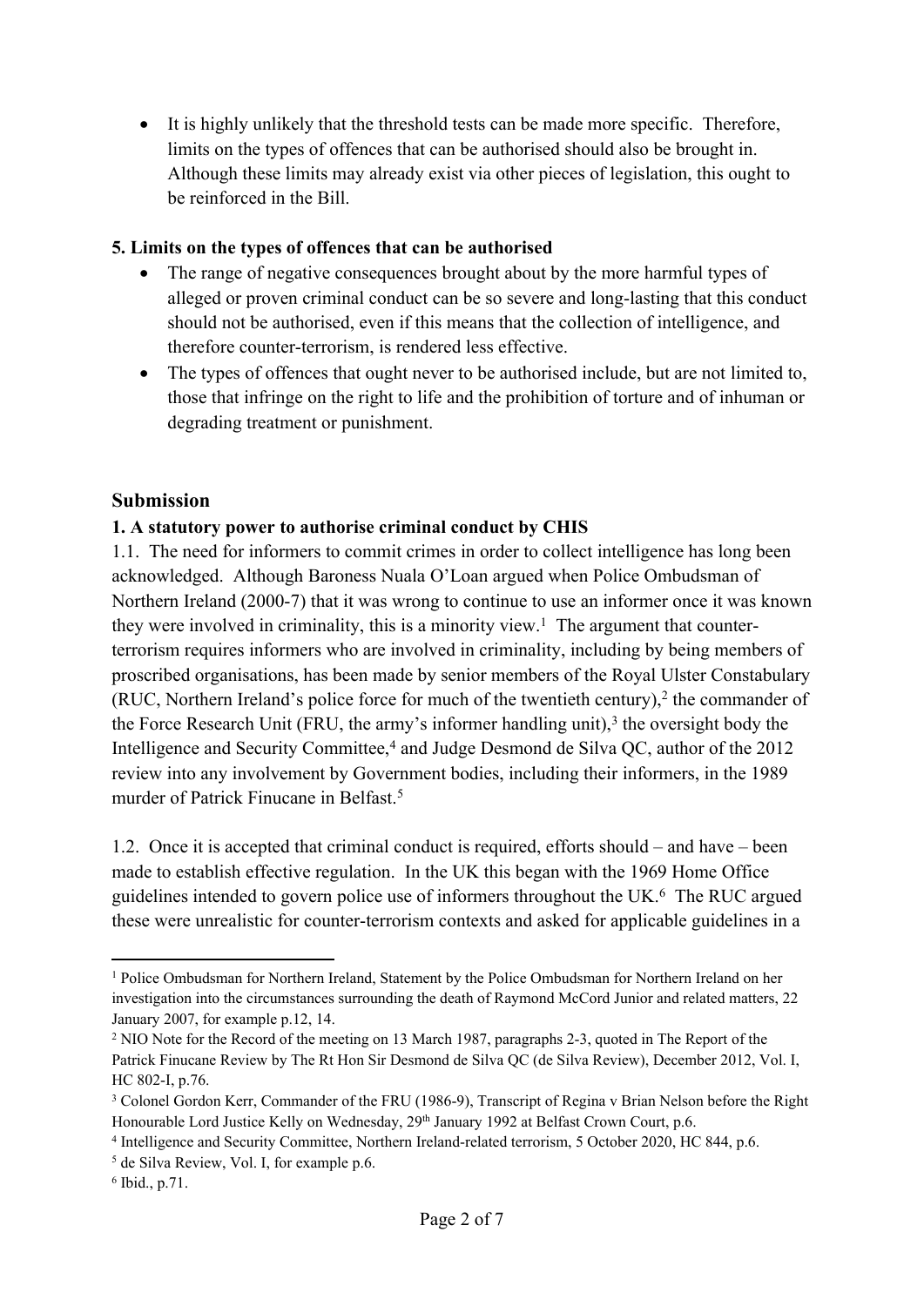- It is highly unlikely that the threshold tests can be made more specific. Therefore, limits on the types of offences that can be authorised should also be brought in. Although these limits may already exist via other pieces of legislation, this ought to be reinforced in the Bill.

**5. Limits on the types of offences that can be authorised**

- The range of negative consequences brought about by the more harmful types of alleged or proven criminal conduct can be so severe and long-lasting that this conduct should not be authorised, even if this means that the collection of intelligence, and therefore counter-terrorism, is rendered less effective.
- The types of offences that ought never to be authorised include, but are not limited to, those that infringe on the right to life and the prohibition of torture and of inhuman or degrading treatment or punishment.

## Submission

**1. A statutory power to authorise criminal conduct by CHIS**

1.1. The need for informers to commit crimes in order to collect intelligence has long been acknowledged. Although Baroness Nuala O'Loan argued when Police Ombudsman of Northern Ireland (2000-7) that it was wrong to continue to use an informer once it was known they were involved in criminality, this is a minority view.[1] The argument that counter-terrorism requires informers who are involved in criminality, including by being members of proscribed organisations, has been made by senior members of the Royal Ulster Constabulary (RUC, Northern Ireland's police force for much of the twentieth century),[2] the commander of the Force Research Unit (FRU, the army's informer handling unit),[3] the oversight body the Intelligence and Security Committee,[4] and Judge Desmond de Silva QC, author of the 2012 review into any involvement by Government bodies, including their informers, in the 1989 murder of Patrick Finucane in Belfast.[5]

1.2. Once it is accepted that criminal conduct is required, efforts should – and have – been made to establish effective regulation. In the UK this began with the 1969 Home Office guidelines intended to govern police use of informers throughout the UK.[6] The RUC argued these were unrealistic for counter-terrorism contexts and asked for applicable guidelines in a

---

[1] Police Ombudsman for Northern Ireland, Statement by the Police Ombudsman for Northern Ireland on her investigation into the circumstances surrounding the death of Raymond McCord Junior and related matters, 22 January 2007, for example p.12, 14.

[2] NIO Note for the Record of the meeting on 13 March 1987, paragraphs 2-3, quoted in The Report of the Patrick Finucane Review by The Rt Hon Sir Desmond de Silva QC (de Silva Review), December 2012, Vol. I, HC 802-I, p.76.

[3] Colonel Gordon Kerr, Commander of the FRU (1986-9), Transcript of Regina v Brian Nelson before the Right Honourable Lord Justice Kelly on Wednesday, 29th January 1992 at Belfast Crown Court, p.6.

[4] Intelligence and Security Committee, Northern Ireland-related terrorism, 5 October 2020, HC 844, p.6.

[5] de Silva Review, Vol. I, for example p.6.

[6] Ibid., p.71.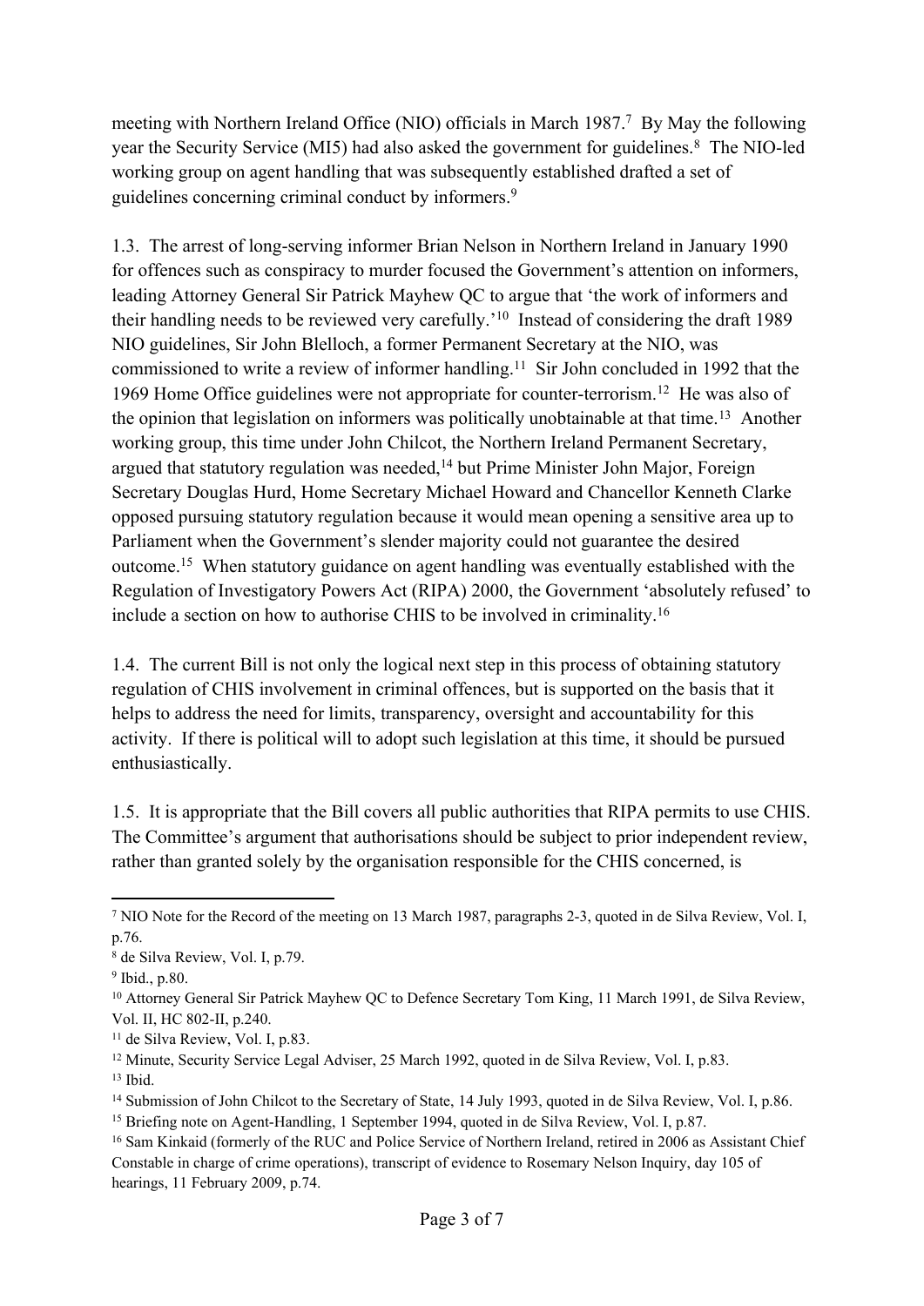meeting with Northern Ireland Office (NIO) officials in March 1987.[7] By May the following year the Security Service (MI5) had also asked the government for guidelines.[8] The NIO-led working group on agent handling that was subsequently established drafted a set of guidelines concerning criminal conduct by informers.[9]

1.3. The arrest of long-serving informer Brian Nelson in Northern Ireland in January 1990 for offences such as conspiracy to murder focused the Government's attention on informers, leading Attorney General Sir Patrick Mayhew QC to argue that 'the work of informers and their handling needs to be reviewed very carefully.'[10] Instead of considering the draft 1989 NIO guidelines, Sir John Blelloch, a former Permanent Secretary at the NIO, was commissioned to write a review of informer handling.[11] Sir John concluded in 1992 that the 1969 Home Office guidelines were not appropriate for counter-terrorism.[12] He was also of the opinion that legislation on informers was politically unobtainable at that time.[13] Another working group, this time under John Chilcot, the Northern Ireland Permanent Secretary, argued that statutory regulation was needed,[14] but Prime Minister John Major, Foreign Secretary Douglas Hurd, Home Secretary Michael Howard and Chancellor Kenneth Clarke opposed pursuing statutory regulation because it would mean opening a sensitive area up to Parliament when the Government's slender majority could not guarantee the desired outcome.[15] When statutory guidance on agent handling was eventually established with the Regulation of Investigatory Powers Act (RIPA) 2000, the Government 'absolutely refused' to include a section on how to authorise CHIS to be involved in criminality.[16]

1.4. The current Bill is not only the logical next step in this process of obtaining statutory regulation of CHIS involvement in criminal offences, but is supported on the basis that it helps to address the need for limits, transparency, oversight and accountability for this activity. If there is political will to adopt such legislation at this time, it should be pursued enthusiastically.

1.5. It is appropriate that the Bill covers all public authorities that RIPA permits to use CHIS. The Committee's argument that authorisations should be subject to prior independent review, rather than granted solely by the organisation responsible for the CHIS concerned, is

---

[7] NIO Note for the Record of the meeting on 13 March 1987, paragraphs 2-3, quoted in de Silva Review, Vol. I, p.76.

[8] de Silva Review, Vol. I, p.79.

[9] Ibid., p.80.

[10] Attorney General Sir Patrick Mayhew QC to Defence Secretary Tom King, 11 March 1991, de Silva Review, Vol. II, HC 802-II, p.240.

[11] de Silva Review, Vol. I, p.83.

[12] Minute, Security Service Legal Adviser, 25 March 1992, quoted in de Silva Review, Vol. I, p.83.

[13] Ibid.

[14] Submission of John Chilcot to the Secretary of State, 14 July 1993, quoted in de Silva Review, Vol. I, p.86.

[15] Briefing note on Agent-Handling, 1 September 1994, quoted in de Silva Review, Vol. I, p.87.

[16] Sam Kinkaid (formerly of the RUC and Police Service of Northern Ireland, retired in 2006 as Assistant Chief Constable in charge of crime operations), transcript of evidence to Rosemary Nelson Inquiry, day 105 of hearings, 11 February 2009, p.74.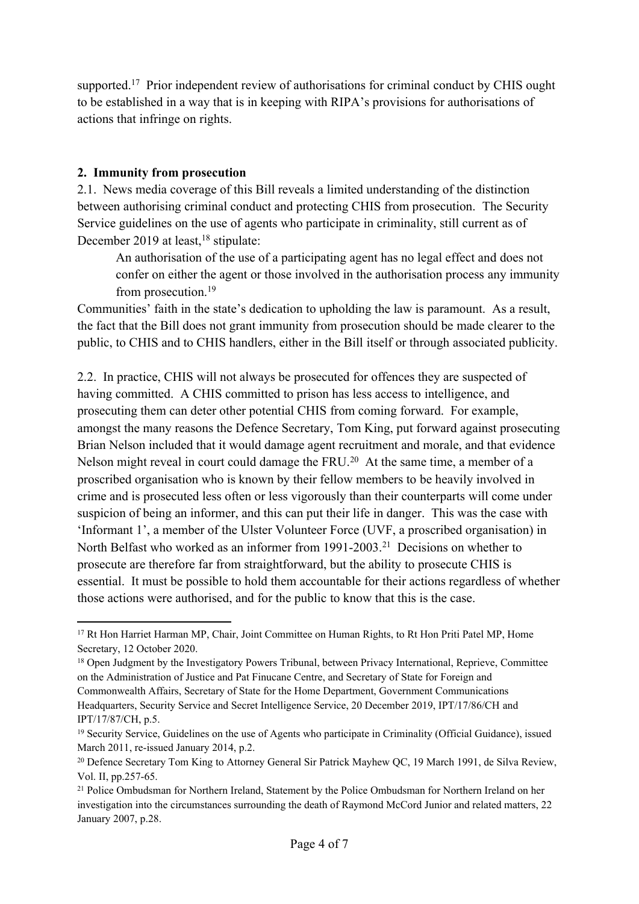supported.[17] Prior independent review of authorisations for criminal conduct by CHIS ought to be established in a way that is in keeping with RIPA's provisions for authorisations of actions that infringe on rights.

**2. Immunity from prosecution**

2.1. News media coverage of this Bill reveals a limited understanding of the distinction between authorising criminal conduct and protecting CHIS from prosecution. The Security Service guidelines on the use of agents who participate in criminality, still current as of December 2019 at least,[18] stipulate:

> An authorisation of the use of a participating agent has no legal effect and does not confer on either the agent or those involved in the authorisation process any immunity from prosecution.[19]

Communities' faith in the state's dedication to upholding the law is paramount. As a result, the fact that the Bill does not grant immunity from prosecution should be made clearer to the public, to CHIS and to CHIS handlers, either in the Bill itself or through associated publicity.

2.2. In practice, CHIS will not always be prosecuted for offences they are suspected of having committed. A CHIS committed to prison has less access to intelligence, and prosecuting them can deter other potential CHIS from coming forward. For example, amongst the many reasons the Defence Secretary, Tom King, put forward against prosecuting Brian Nelson included that it would damage agent recruitment and morale, and that evidence Nelson might reveal in court could damage the FRU.[20] At the same time, a member of a proscribed organisation who is known by their fellow members to be heavily involved in crime and is prosecuted less often or less vigorously than their counterparts will come under suspicion of being an informer, and this can put their life in danger. This was the case with 'Informant 1', a member of the Ulster Volunteer Force (UVF, a proscribed organisation) in North Belfast who worked as an informer from 1991-2003.[21] Decisions on whether to prosecute are therefore far from straightforward, but the ability to prosecute CHIS is essential. It must be possible to hold them accountable for their actions regardless of whether those actions were authorised, and for the public to know that this is the case.

---

[17] Rt Hon Harriet Harman MP, Chair, Joint Committee on Human Rights, to Rt Hon Priti Patel MP, Home Secretary, 12 October 2020.

[18] Open Judgment by the Investigatory Powers Tribunal, between Privacy International, Reprieve, Committee on the Administration of Justice and Pat Finucane Centre, and Secretary of State for Foreign and Commonwealth Affairs, Secretary of State for the Home Department, Government Communications Headquarters, Security Service and Secret Intelligence Service, 20 December 2019, IPT/17/86/CH and IPT/17/87/CH, p.5.

[19] Security Service, Guidelines on the use of Agents who participate in Criminality (Official Guidance), issued March 2011, re-issued January 2014, p.2.

[20] Defence Secretary Tom King to Attorney General Sir Patrick Mayhew QC, 19 March 1991, de Silva Review, Vol. II, pp.257-65.

[21] Police Ombudsman for Northern Ireland, Statement by the Police Ombudsman for Northern Ireland on her investigation into the circumstances surrounding the death of Raymond McCord Junior and related matters, 22 January 2007, p.28.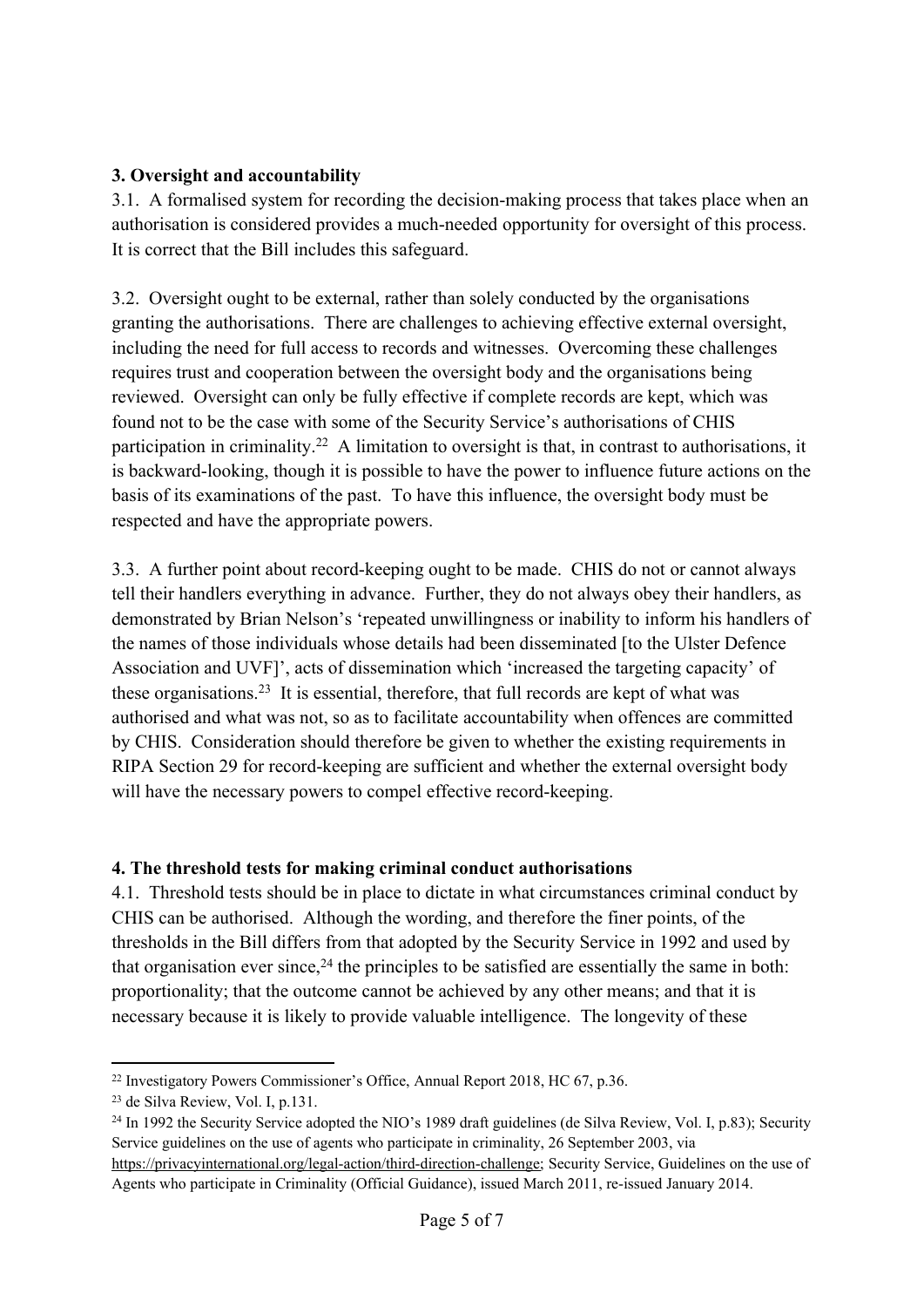**3. Oversight and accountability**

3.1. A formalised system for recording the decision-making process that takes place when an authorisation is considered provides a much-needed opportunity for oversight of this process. It is correct that the Bill includes this safeguard.

3.2. Oversight ought to be external, rather than solely conducted by the organisations granting the authorisations. There are challenges to achieving effective external oversight, including the need for full access to records and witnesses. Overcoming these challenges requires trust and cooperation between the oversight body and the organisations being reviewed. Oversight can only be fully effective if complete records are kept, which was found not to be the case with some of the Security Service's authorisations of CHIS participation in criminality.[22] A limitation to oversight is that, in contrast to authorisations, it is backward-looking, though it is possible to have the power to influence future actions on the basis of its examinations of the past. To have this influence, the oversight body must be respected and have the appropriate powers.

3.3. A further point about record-keeping ought to be made. CHIS do not or cannot always tell their handlers everything in advance. Further, they do not always obey their handlers, as demonstrated by Brian Nelson's 'repeated unwillingness or inability to inform his handlers of the names of those individuals whose details had been disseminated [to the Ulster Defence Association and UVF]', acts of dissemination which 'increased the targeting capacity' of these organisations.[23] It is essential, therefore, that full records are kept of what was authorised and what was not, so as to facilitate accountability when offences are committed by CHIS. Consideration should therefore be given to whether the existing requirements in RIPA Section 29 for record-keeping are sufficient and whether the external oversight body will have the necessary powers to compel effective record-keeping.

**4. The threshold tests for making criminal conduct authorisations**

4.1. Threshold tests should be in place to dictate in what circumstances criminal conduct by CHIS can be authorised. Although the wording, and therefore the finer points, of the thresholds in the Bill differs from that adopted by the Security Service in 1992 and used by that organisation ever since,[24] the principles to be satisfied are essentially the same in both: proportionality; that the outcome cannot be achieved by any other means; and that it is necessary because it is likely to provide valuable intelligence. The longevity of these

---

[22] Investigatory Powers Commissioner's Office, Annual Report 2018, HC 67, p.36.

[23] de Silva Review, Vol. I, p.131.

[24] In 1992 the Security Service adopted the NIO's 1989 draft guidelines (de Silva Review, Vol. I, p.83); Security Service guidelines on the use of agents who participate in criminality, 26 September 2003, via https://privacyinternational.org/legal-action/third-direction-challenge; Security Service, Guidelines on the use of Agents who participate in Criminality (Official Guidance), issued March 2011, re-issued January 2014.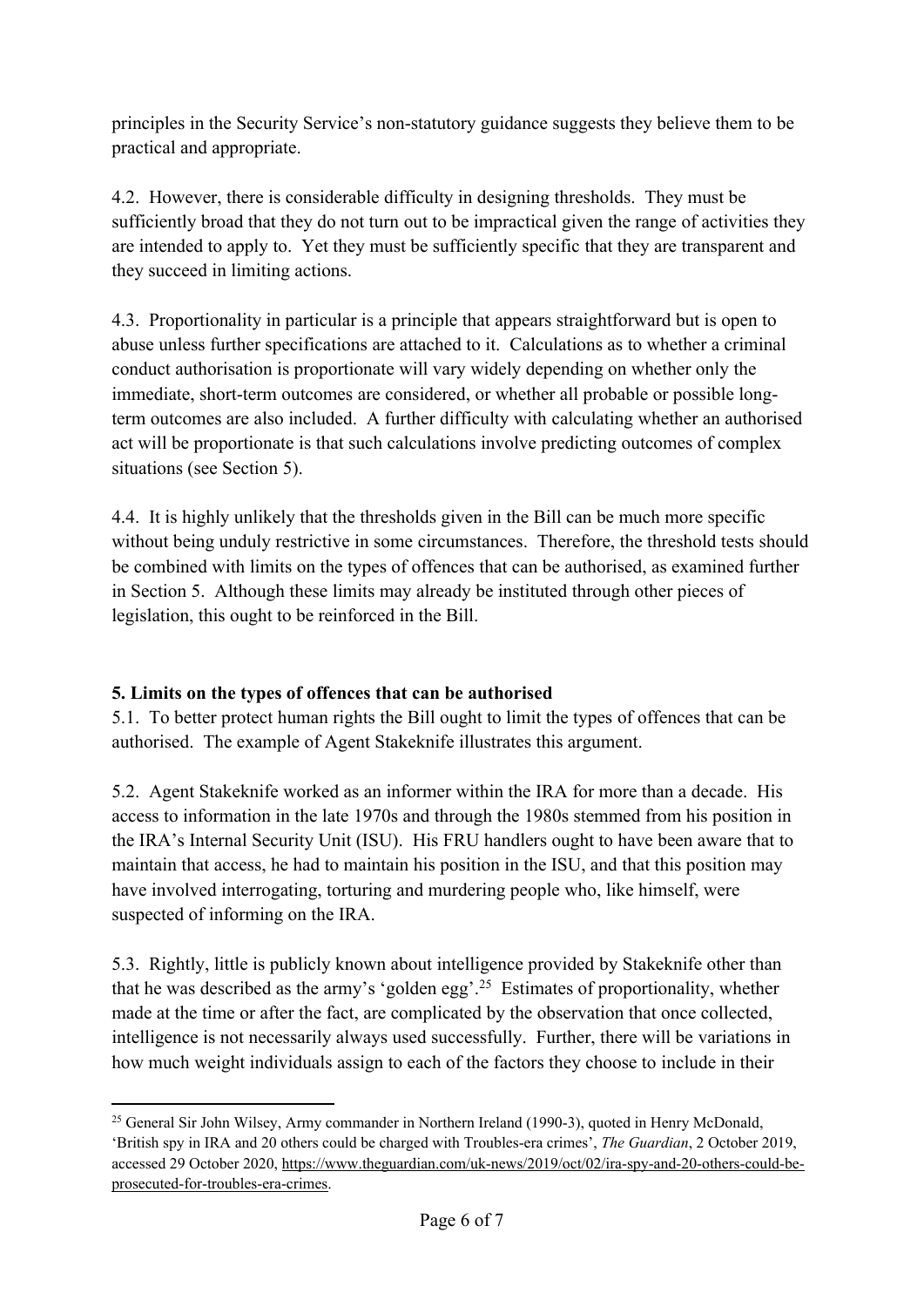principles in the Security Service's non-statutory guidance suggests they believe them to be practical and appropriate.

4.2. However, there is considerable difficulty in designing thresholds. They must be sufficiently broad that they do not turn out to be impractical given the range of activities they are intended to apply to. Yet they must be sufficiently specific that they are transparent and they succeed in limiting actions.

4.3. Proportionality in particular is a principle that appears straightforward but is open to abuse unless further specifications are attached to it. Calculations as to whether a criminal conduct authorisation is proportionate will vary widely depending on whether only the immediate, short-term outcomes are considered, or whether all probable or possible long-term outcomes are also included. A further difficulty with calculating whether an authorised act will be proportionate is that such calculations involve predicting outcomes of complex situations (see Section 5).

4.4. It is highly unlikely that the thresholds given in the Bill can be much more specific without being unduly restrictive in some circumstances. Therefore, the threshold tests should be combined with limits on the types of offences that can be authorised, as examined further in Section 5. Although these limits may already be instituted through other pieces of legislation, this ought to be reinforced in the Bill.

**5. Limits on the types of offences that can be authorised**

5.1. To better protect human rights the Bill ought to limit the types of offences that can be authorised. The example of Agent Stakeknife illustrates this argument.

5.2. Agent Stakeknife worked as an informer within the IRA for more than a decade. His access to information in the late 1970s and through the 1980s stemmed from his position in the IRA's Internal Security Unit (ISU). His FRU handlers ought to have been aware that to maintain that access, he had to maintain his position in the ISU, and that this position may have involved interrogating, torturing and murdering people who, like himself, were suspected of informing on the IRA.

5.3. Rightly, little is publicly known about intelligence provided by Stakeknife other than that he was described as the army's 'golden egg'.[25] Estimates of proportionality, whether made at the time or after the fact, are complicated by the observation that once collected, intelligence is not necessarily always used successfully. Further, there will be variations in how much weight individuals assign to each of the factors they choose to include in their

[25] General Sir John Wilsey, Army commander in Northern Ireland (1990-3), quoted in Henry McDonald, 'British spy in IRA and 20 others could be charged with Troubles-era crimes', *The Guardian*, 2 October 2019, accessed 29 October 2020, https://www.theguardian.com/uk-news/2019/oct/02/ira-spy-and-20-others-could-be-prosecuted-for-troubles-era-crimes.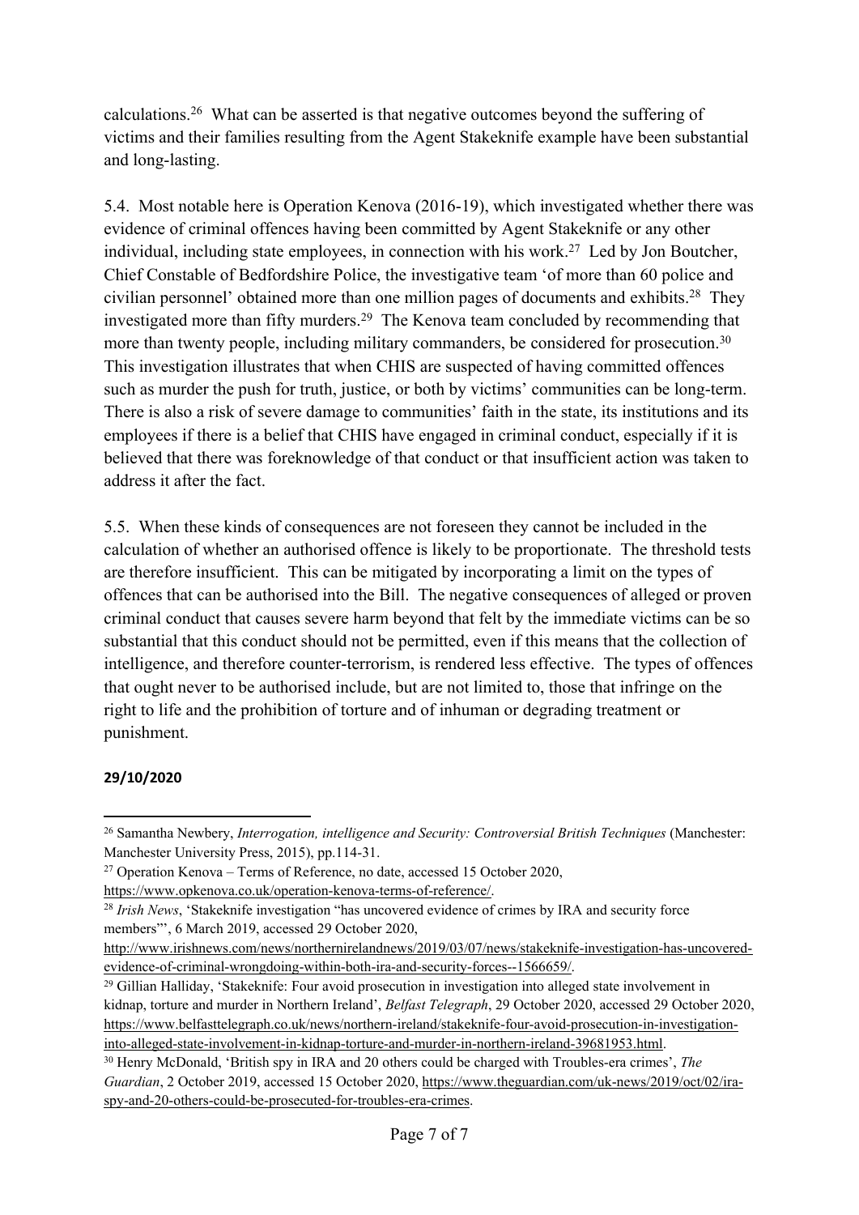calculations.[26] What can be asserted is that negative outcomes beyond the suffering of victims and their families resulting from the Agent Stakeknife example have been substantial and long-lasting.

5.4. Most notable here is Operation Kenova (2016-19), which investigated whether there was evidence of criminal offences having been committed by Agent Stakeknife or any other individual, including state employees, in connection with his work.[27] Led by Jon Boutcher, Chief Constable of Bedfordshire Police, the investigative team 'of more than 60 police and civilian personnel' obtained more than one million pages of documents and exhibits.[28] They investigated more than fifty murders.[29] The Kenova team concluded by recommending that more than twenty people, including military commanders, be considered for prosecution.[30] This investigation illustrates that when CHIS are suspected of having committed offences such as murder the push for truth, justice, or both by victims' communities can be long-term. There is also a risk of severe damage to communities' faith in the state, its institutions and its employees if there is a belief that CHIS have engaged in criminal conduct, especially if it is believed that there was foreknowledge of that conduct or that insufficient action was taken to address it after the fact.

5.5. When these kinds of consequences are not foreseen they cannot be included in the calculation of whether an authorised offence is likely to be proportionate. The threshold tests are therefore insufficient. This can be mitigated by incorporating a limit on the types of offences that can be authorised into the Bill. The negative consequences of alleged or proven criminal conduct that causes severe harm beyond that felt by the immediate victims can be so substantial that this conduct should not be permitted, even if this means that the collection of intelligence, and therefore counter-terrorism, is rendered less effective. The types of offences that ought never to be authorised include, but are not limited to, those that infringe on the right to life and the prohibition of torture and of inhuman or degrading treatment or punishment.

**29/10/2020**

---

[26] Samantha Newbery, *Interrogation, intelligence and Security: Controversial British Techniques* (Manchester: Manchester University Press, 2015), pp.114-31.

[27] Operation Kenova – Terms of Reference, no date, accessed 15 October 2020, https://www.opkenova.co.uk/operation-kenova-terms-of-reference/.

[28] *Irish News*, 'Stakeknife investigation "has uncovered evidence of crimes by IRA and security force members"', 6 March 2019, accessed 29 October 2020, http://www.irishnews.com/news/northernirelandnews/2019/03/07/news/stakeknife-investigation-has-uncovered-evidence-of-criminal-wrongdoing-within-both-ira-and-security-forces--1566659/.

[29] Gillian Halliday, 'Stakeknife: Four avoid prosecution in investigation into alleged state involvement in kidnap, torture and murder in Northern Ireland', *Belfast Telegraph*, 29 October 2020, accessed 29 October 2020, https://www.belfasttelegraph.co.uk/news/northern-ireland/stakeknife-four-avoid-prosecution-in-investigation-into-alleged-state-involvement-in-kidnap-torture-and-murder-in-northern-ireland-39681953.html.

[30] Henry McDonald, 'British spy in IRA and 20 others could be charged with Troubles-era crimes', *The Guardian*, 2 October 2019, accessed 15 October 2020, https://www.theguardian.com/uk-news/2019/oct/02/ira-spy-and-20-others-could-be-prosecuted-for-troubles-era-crimes.